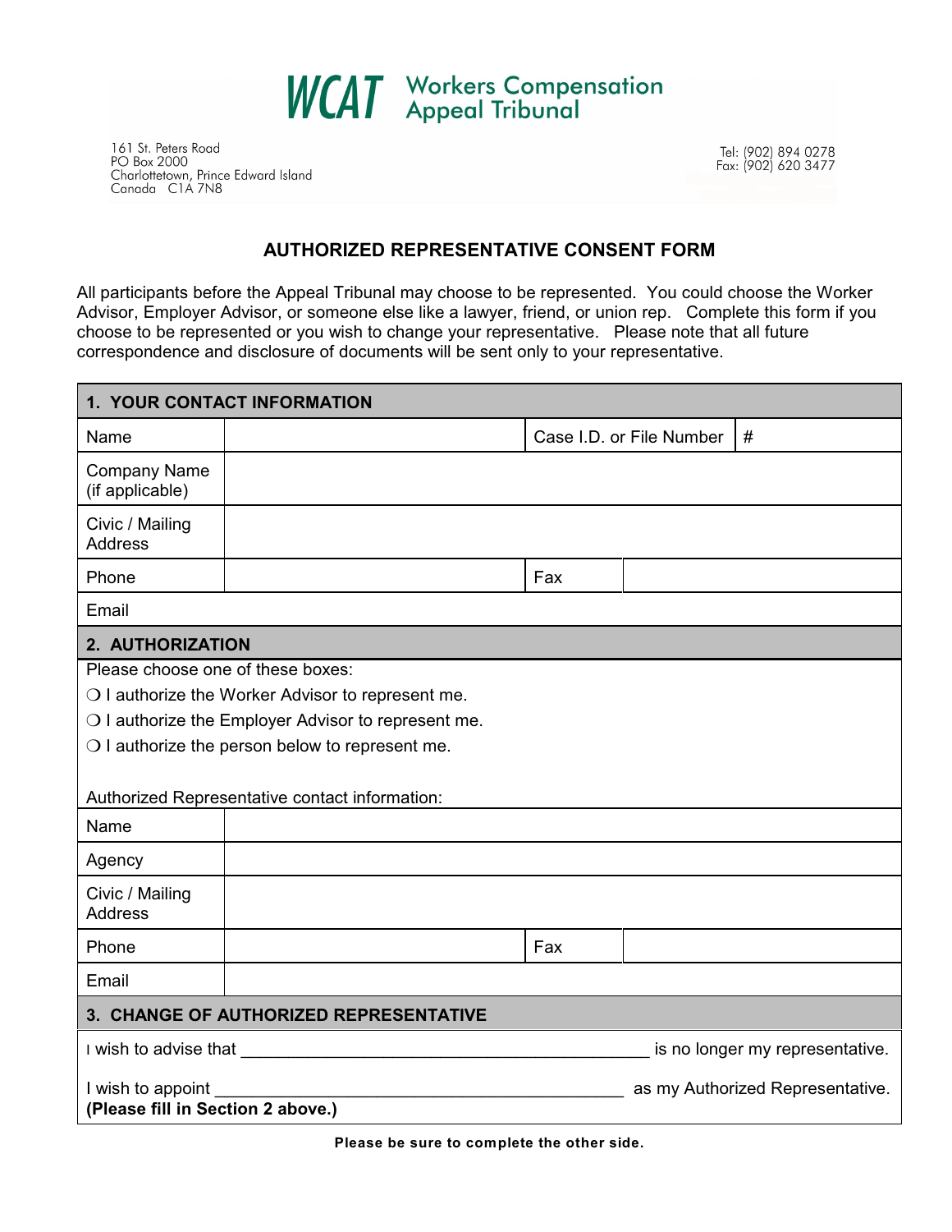# WCAT Workers Compensation Appeal Tribunal

161 St. Peters Road
PO Box 2000
Charlottetown, Prince Edward Island
Canada C1A 7N8

Tel: (902) 894 0278
Fax: (902) 620 3477

## AUTHORIZED REPRESENTATIVE CONSENT FORM

All participants before the Appeal Tribunal may choose to be represented. You could choose the Worker Advisor, Employer Advisor, or someone else like a lawyer, friend, or union rep. Complete this form if you choose to be represented or you wish to change your representative. Please note that all future correspondence and disclosure of documents will be sent only to your representative.

### 1. YOUR CONTACT INFORMATION

| Name | | Case I.D. or File Number | # |
|---|---|---|---|
| Company Name (if applicable) | | | |
| Civic / Mailing Address | | | |
| Phone | | Fax | |
| Email | | | |

### 2. AUTHORIZATION

Please choose one of these boxes:

- ❍ I authorize the Worker Advisor to represent me.
- ❍ I authorize the Employer Advisor to represent me.
- ❍ I authorize the person below to represent me.

Authorized Representative contact information:

| Name | | | |
|---|---|---|---|
| Agency | | | |
| Civic / Mailing Address | | | |
| Phone | | Fax | |
| Email | | | |

### 3. CHANGE OF AUTHORIZED REPRESENTATIVE

I wish to advise that ____________________________________________ is no longer my representative.

I wish to appoint ____________________________________________ as my Authorized Representative.
**(Please fill in Section 2 above.)**

**Please be sure to complete the other side.**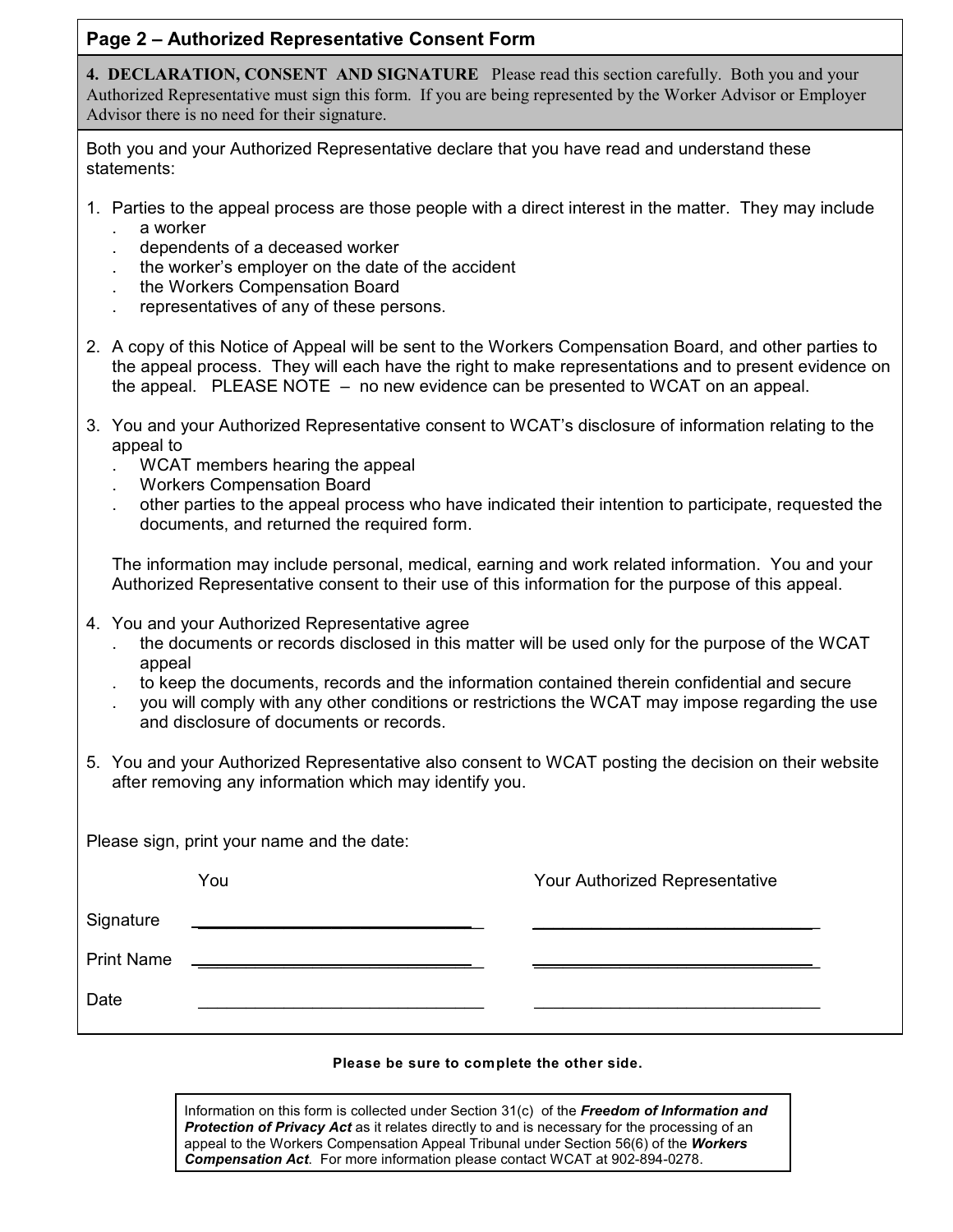## Page 2 – Authorized Representative Consent Form

**4. DECLARATION, CONSENT AND SIGNATURE** Please read this section carefully. Both you and your Authorized Representative must sign this form. If you are being represented by the Worker Advisor or Employer Advisor there is no need for their signature.

Both you and your Authorized Representative declare that you have read and understand these statements:

1. Parties to the appeal process are those people with a direct interest in the matter. They may include
   - a worker
   - dependents of a deceased worker
   - the worker's employer on the date of the accident
   - the Workers Compensation Board
   - representatives of any of these persons.

2. A copy of this Notice of Appeal will be sent to the Workers Compensation Board, and other parties to the appeal process. They will each have the right to make representations and to present evidence on the appeal. PLEASE NOTE – no new evidence can be presented to WCAT on an appeal.

3. You and your Authorized Representative consent to WCAT's disclosure of information relating to the appeal to
   - WCAT members hearing the appeal
   - Workers Compensation Board
   - other parties to the appeal process who have indicated their intention to participate, requested the documents, and returned the required form.

   The information may include personal, medical, earning and work related information. You and your Authorized Representative consent to their use of this information for the purpose of this appeal.

4. You and your Authorized Representative agree
   - the documents or records disclosed in this matter will be used only for the purpose of the WCAT appeal
   - to keep the documents, records and the information contained therein confidential and secure
   - you will comply with any other conditions or restrictions the WCAT may impose regarding the use and disclosure of documents or records.

5. You and your Authorized Representative also consent to WCAT posting the decision on their website after removing any information which may identify you.

Please sign, print your name and the date:

| | You | Your Authorized Representative |
|---|---|---|
| Signature | ______________________________ | ______________________________ |
| Print Name | ______________________________ | ______________________________ |
| Date | ______________________________ | ______________________________ |

**Please be sure to complete the other side.**

Information on this form is collected under Section 31(c) of the ***Freedom of Information and Protection of Privacy Act*** as it relates directly to and is necessary for the processing of an appeal to the Workers Compensation Appeal Tribunal under Section 56(6) of the ***Workers Compensation Act***. For more information please contact WCAT at 902-894-0278.